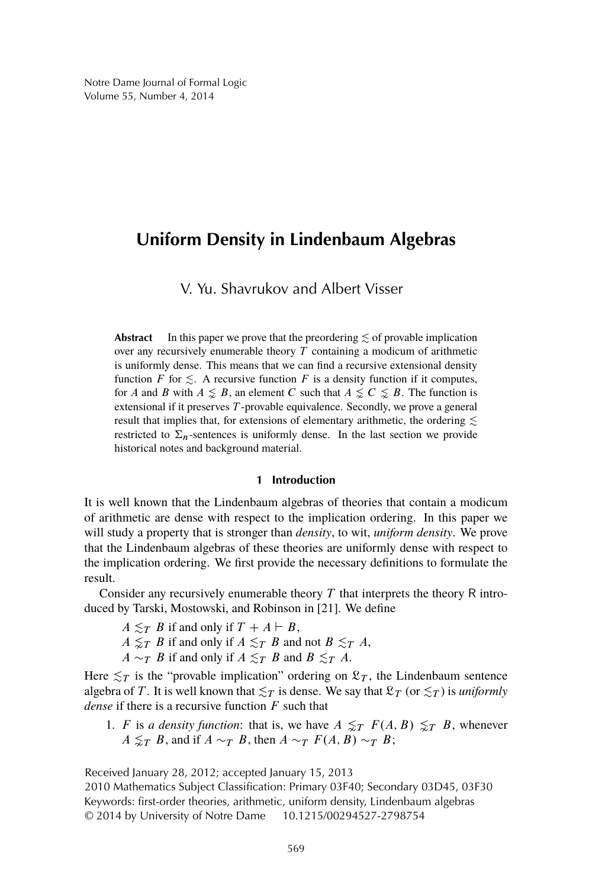# Uniform Density in Lindenbaum Algebras

V. Yu. Shavrukov and Albert Visser

**Abstract** In this paper we prove that the preordering $\lesssim$ of provable implication over any recursively enumerable theory $T$ containing a modicum of arithmetic is uniformly dense. This means that we can find a recursive extensional density function $F$ for $\lesssim$. A recursive function $F$ is a density function if it computes, for $A$ and $B$ with $A \lnsim B$, an element $C$ such that $A \lnsim C \lnsim B$. The function is extensional if it preserves $T$-provable equivalence. Secondly, we prove a general result that implies that, for extensions of elementary arithmetic, the ordering $\lesssim$ restricted to $\Sigma_n$-sentences is uniformly dense. In the last section we provide historical notes and background material.

## 1 Introduction

It is well known that the Lindenbaum algebras of theories that contain a modicum of arithmetic are dense with respect to the implication ordering. In this paper we will study a property that is stronger than *density*, to wit, *uniform density*. We prove that the Lindenbaum algebras of these theories are uniformly dense with respect to the implication ordering. We first provide the necessary definitions to formulate the result.

Consider any recursively enumerable theory $T$ that interprets the theory R introduced by Tarski, Mostowski, and Robinson in [21]. We define

$A \lesssim_T B$ if and only if $T + A \vdash B$,
$A \lnsim_T B$ if and only if $A \lesssim_T B$ and not $B \lesssim_T A$,
$A \sim_T B$ if and only if $A \lesssim_T B$ and $B \lesssim_T A$.

Here $\lesssim_T$ is the "provable implication" ordering on $\mathfrak{L}_T$, the Lindenbaum sentence algebra of $T$. It is well known that $\lesssim_T$ is dense. We say that $\mathfrak{L}_T$ (or $\lesssim_T$) is *uniformly dense* if there is a recursive function $F$ such that

1. $F$ is *a density function*: that is, we have $A \lnsim_T F(A, B) \lnsim_T B$, whenever $A \lnsim_T B$, and if $A \sim_T B$, then $A \sim_T F(A, B) \sim_T B$;

Received January 28, 2012; accepted January 15, 2013
2010 Mathematics Subject Classification: Primary 03F40; Secondary 03D45, 03F30
Keywords: first-order theories, arithmetic, uniform density, Lindenbaum algebras
© 2014 by University of Notre Dame 10.1215/00294527-2798754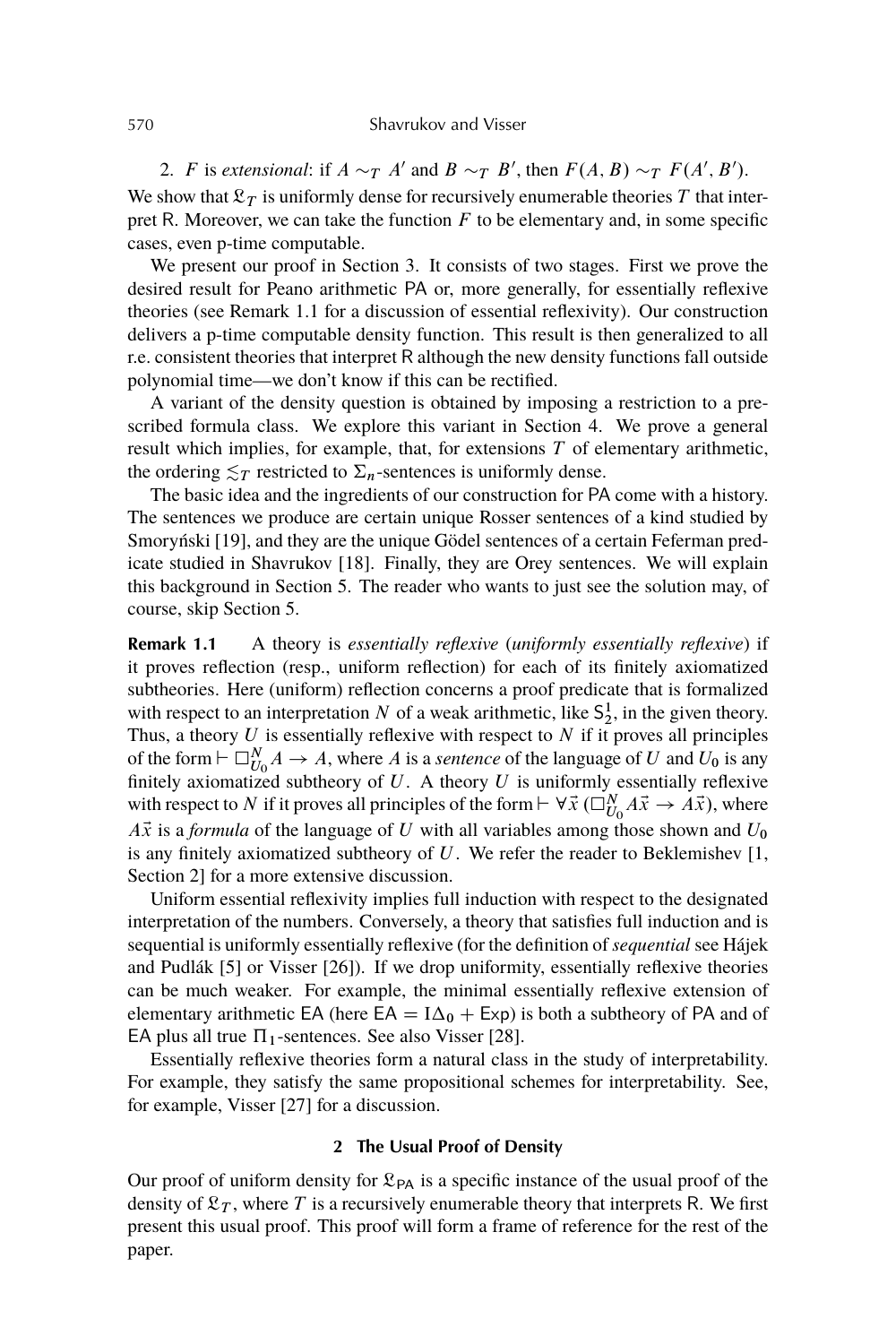2. $F$ is *extensional*: if $A \sim_T A'$ and $B \sim_T B'$, then $F(A, B) \sim_T F(A', B')$.

We show that $\mathfrak{L}_T$ is uniformly dense for recursively enumerable theories $T$ that interpret $\mathsf{R}$. Moreover, we can take the function $F$ to be elementary and, in some specific cases, even p-time computable.

We present our proof in Section 3. It consists of two stages. First we prove the desired result for Peano arithmetic $\mathsf{PA}$ or, more generally, for essentially reflexive theories (see Remark 1.1 for a discussion of essential reflexivity). Our construction delivers a p-time computable density function. This result is then generalized to all r.e. consistent theories that interpret $\mathsf{R}$ although the new density functions fall outside polynomial time—we don't know if this can be rectified.

A variant of the density question is obtained by imposing a restriction to a prescribed formula class. We explore this variant in Section 4. We prove a general result which implies, for example, that, for extensions $T$ of elementary arithmetic, the ordering $\lesssim_T$ restricted to $\Sigma_n$-sentences is uniformly dense.

The basic idea and the ingredients of our construction for $\mathsf{PA}$ come with a history. The sentences we produce are certain unique Rosser sentences of a kind studied by Smoryński [19], and they are the unique Gödel sentences of a certain Feferman predicate studied in Shavrukov [18]. Finally, they are Orey sentences. We will explain this background in Section 5. The reader who wants to just see the solution may, of course, skip Section 5.

**Remark 1.1** A theory is *essentially reflexive* (*uniformly essentially reflexive*) if it proves reflection (resp., uniform reflection) for each of its finitely axiomatized subtheories. Here (uniform) reflection concerns a proof predicate that is formalized with respect to an interpretation $N$ of a weak arithmetic, like $\mathsf{S}^1_2$, in the given theory. Thus, a theory $U$ is essentially reflexive with respect to $N$ if it proves all principles of the form $\vdash \Box^N_{U_0} A \to A$, where $A$ is a *sentence* of the language of $U$ and $U_0$ is any finitely axiomatized subtheory of $U$. A theory $U$ is uniformly essentially reflexive with respect to $N$ if it proves all principles of the form $\vdash \forall \vec{x}\,(\Box^N_{U_0} A\vec{x} \to A\vec{x})$, where $A\vec{x}$ is a *formula* of the language of $U$ with all variables among those shown and $U_0$ is any finitely axiomatized subtheory of $U$. We refer the reader to Beklemishev [1, Section 2] for a more extensive discussion.

Uniform essential reflexivity implies full induction with respect to the designated interpretation of the numbers. Conversely, a theory that satisfies full induction and is sequential is uniformly essentially reflexive (for the definition of *sequential* see Hájek and Pudlák [5] or Visser [26]). If we drop uniformity, essentially reflexive theories can be much weaker. For example, the minimal essentially reflexive extension of elementary arithmetic $\mathsf{EA}$ (here $\mathsf{EA} = \mathsf{I}\Delta_0 + \mathsf{Exp}$) is both a subtheory of $\mathsf{PA}$ and of $\mathsf{EA}$ plus all true $\Pi_1$-sentences. See also Visser [28].

Essentially reflexive theories form a natural class in the study of interpretability. For example, they satisfy the same propositional schemes for interpretability. See, for example, Visser [27] for a discussion.

## 2 The Usual Proof of Density

Our proof of uniform density for $\mathfrak{L}_{\mathsf{PA}}$ is a specific instance of the usual proof of the density of $\mathfrak{L}_T$, where $T$ is a recursively enumerable theory that interprets $\mathsf{R}$. We first present this usual proof. This proof will form a frame of reference for the rest of the paper.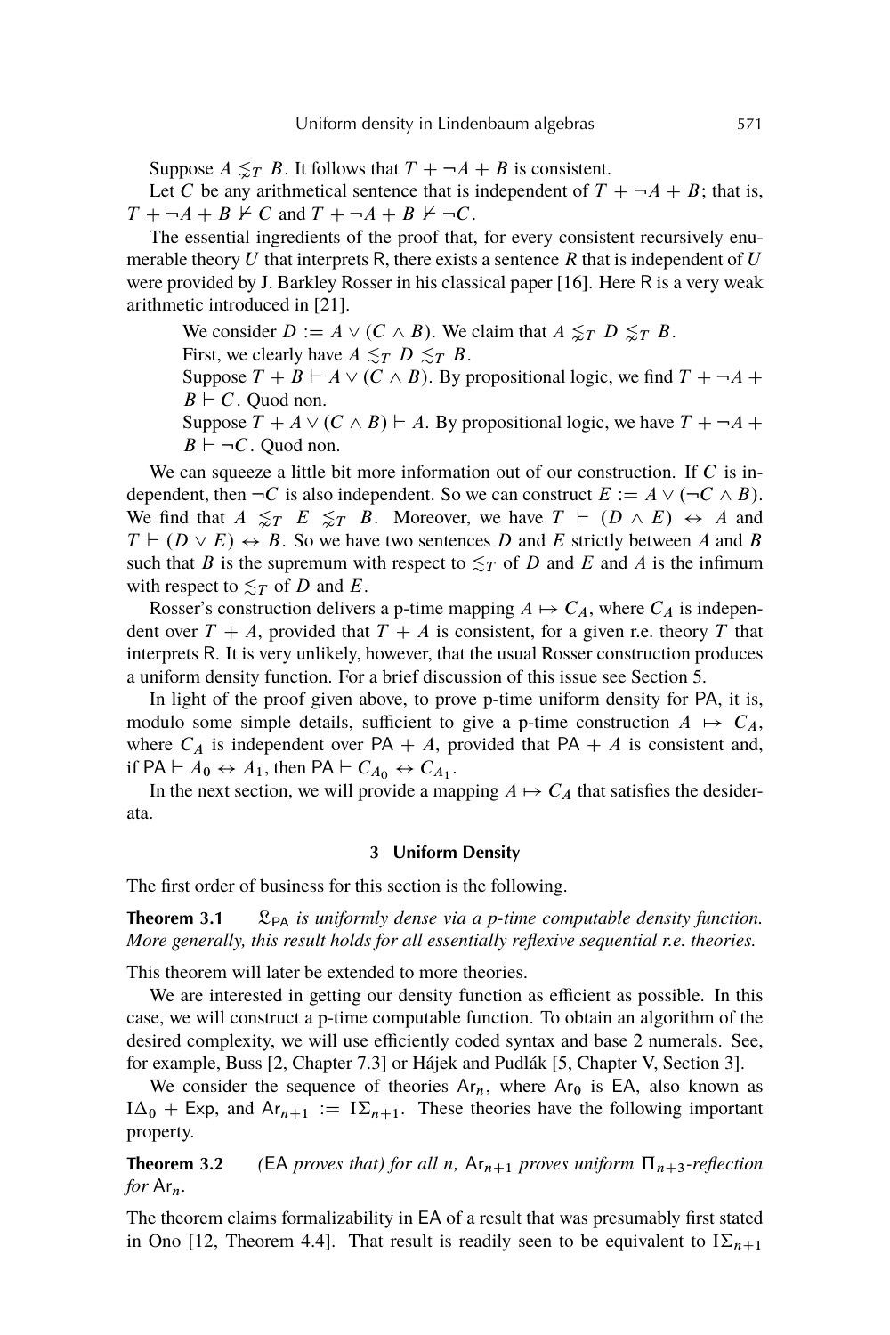Suppose $A \precnapprox_T B$. It follows that $T + \neg A + B$ is consistent.

Let $C$ be any arithmetical sentence that is independent of $T + \neg A + B$; that is, $T + \neg A + B \nvdash C$ and $T + \neg A + B \nvdash \neg C$.

The essential ingredients of the proof that, for every consistent recursively enumerable theory $U$ that interprets R, there exists a sentence $R$ that is independent of $U$ were provided by J. Barkley Rosser in his classical paper [16]. Here R is a very weak arithmetic introduced in [21].

> We consider $D := A \vee (C \wedge B)$. We claim that $A \precnapprox_T D \precnapprox_T B$.
>
> First, we clearly have $A \lesssim_T D \lesssim_T B$.
>
> Suppose $T + B \vdash A \vee (C \wedge B)$. By propositional logic, we find $T + \neg A + B \vdash C$. Quod non.
>
> Suppose $T + A \vee (C \wedge B) \vdash A$. By propositional logic, we have $T + \neg A + B \vdash \neg C$. Quod non.

We can squeeze a little bit more information out of our construction. If $C$ is independent, then $\neg C$ is also independent. So we can construct $E := A \vee (\neg C \wedge B)$. We find that $A \precnapprox_T E \precnapprox_T B$. Moreover, we have $T \vdash (D \wedge E) \leftrightarrow A$ and $T \vdash (D \vee E) \leftrightarrow B$. So we have two sentences $D$ and $E$ strictly between $A$ and $B$ such that $B$ is the supremum with respect to $\lesssim_T$ of $D$ and $E$ and $A$ is the infimum with respect to $\lesssim_T$ of $D$ and $E$.

Rosser's construction delivers a p-time mapping $A \mapsto C_A$, where $C_A$ is independent over $T + A$, provided that $T + A$ is consistent, for a given r.e. theory $T$ that interprets R. It is very unlikely, however, that the usual Rosser construction produces a uniform density function. For a brief discussion of this issue see Section 5.

In light of the proof given above, to prove p-time uniform density for PA, it is, modulo some simple details, sufficient to give a p-time construction $A \mapsto C_A$, where $C_A$ is independent over $\mathsf{PA} + A$, provided that $\mathsf{PA} + A$ is consistent and, if $\mathsf{PA} \vdash A_0 \leftrightarrow A_1$, then $\mathsf{PA} \vdash C_{A_0} \leftrightarrow C_{A_1}$.

In the next section, we will provide a mapping $A \mapsto C_A$ that satisfies the desiderata.

## 3 Uniform Density

The first order of business for this section is the following.

**Theorem 3.1** *$\mathfrak{L}_{\mathsf{PA}}$ is uniformly dense via a p-time computable density function. More generally, this result holds for all essentially reflexive sequential r.e. theories.*

This theorem will later be extended to more theories.

We are interested in getting our density function as efficient as possible. In this case, we will construct a p-time computable function. To obtain an algorithm of the desired complexity, we will use efficiently coded syntax and base 2 numerals. See, for example, Buss [2, Chapter 7.3] or Hájek and Pudlák [5, Chapter V, Section 3].

We consider the sequence of theories $\mathsf{Ar}_n$, where $\mathsf{Ar}_0$ is $\mathsf{EA}$, also known as $\mathrm{I}\Delta_0 + \mathsf{Exp}$, and $\mathsf{Ar}_{n+1} := \mathrm{I}\Sigma_{n+1}$. These theories have the following important property.

**Theorem 3.2** *($\mathsf{EA}$ proves that) for all $n$, $\mathsf{Ar}_{n+1}$ proves uniform $\Pi_{n+3}$-reflection for $\mathsf{Ar}_n$.*

The theorem claims formalizability in EA of a result that was presumably first stated in Ono [12, Theorem 4.4]. That result is readily seen to be equivalent to $\mathrm{I}\Sigma_{n+1}$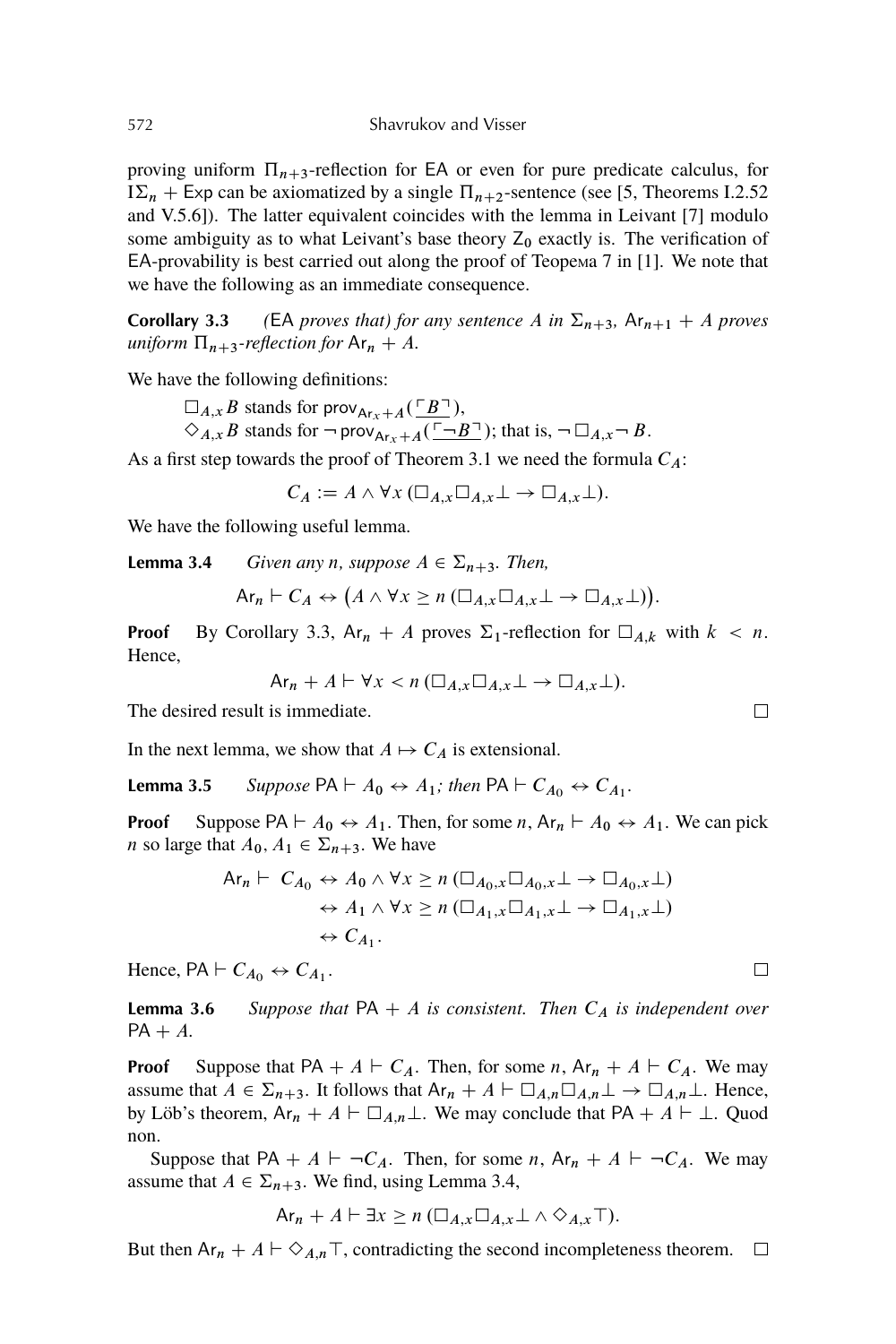proving uniform $\Pi_{n+3}$-reflection for $\mathsf{EA}$ or even for pure predicate calculus, for $\mathrm{I}\Sigma_n + \mathsf{Exp}$ can be axiomatized by a single $\Pi_{n+2}$-sentence (see [5, Theorems I.2.52 and V.5.6]). The latter equivalent coincides with the lemma in Leivant [7] modulo some ambiguity as to what Leivant's base theory $\mathsf{Z}_0$ exactly is. The verification of $\mathsf{EA}$-provability is best carried out along the proof of Теорема 7 in [1]. We note that we have the following as an immediate consequence.

**Corollary 3.3** *(*$\mathsf{EA}$ *proves that) for any sentence $A$ in $\Sigma_{n+3}$, $\mathsf{Ar}_{n+1} + A$ proves uniform $\Pi_{n+3}$-reflection for $\mathsf{Ar}_n + A$.*

We have the following definitions:

$\Box_{A,x} B$ stands for $\mathsf{prov}_{\mathsf{Ar}_x + A}(\underline{\ulcorner B \urcorner})$,
$\Diamond_{A,x} B$ stands for $\neg\, \mathsf{prov}_{\mathsf{Ar}_x + A}(\underline{\ulcorner \neg B \urcorner})$; that is, $\neg \Box_{A,x} \neg B$.

As a first step towards the proof of Theorem 3.1 we need the formula $C_A$:

$$C_A := A \wedge \forall x\, (\Box_{A,x} \Box_{A,x} \bot \rightarrow \Box_{A,x} \bot).$$

We have the following useful lemma.

**Lemma 3.4** *Given any $n$, suppose $A \in \Sigma_{n+3}$. Then,*

$$\mathsf{Ar}_n \vdash C_A \leftrightarrow \big(A \wedge \forall x \geq n\, (\Box_{A,x} \Box_{A,x} \bot \rightarrow \Box_{A,x} \bot)\big).$$

**Proof** By Corollary 3.3, $\mathsf{Ar}_n + A$ proves $\Sigma_1$-reflection for $\Box_{A,k}$ with $k < n$. Hence,

$$\mathsf{Ar}_n + A \vdash \forall x < n\, (\Box_{A,x} \Box_{A,x} \bot \rightarrow \Box_{A,x} \bot).$$

The desired result is immediate. □

In the next lemma, we show that $A \mapsto C_A$ is extensional.

**Lemma 3.5** *Suppose $\mathsf{PA} \vdash A_0 \leftrightarrow A_1$; then $\mathsf{PA} \vdash C_{A_0} \leftrightarrow C_{A_1}$.*

**Proof** Suppose $\mathsf{PA} \vdash A_0 \leftrightarrow A_1$. Then, for some $n$, $\mathsf{Ar}_n \vdash A_0 \leftrightarrow A_1$. We can pick $n$ so large that $A_0, A_1 \in \Sigma_{n+3}$. We have

$$\begin{aligned}
\mathsf{Ar}_n \vdash\ C_{A_0} &\leftrightarrow A_0 \wedge \forall x \geq n\, (\Box_{A_0,x} \Box_{A_0,x} \bot \rightarrow \Box_{A_0,x} \bot) \\
&\leftrightarrow A_1 \wedge \forall x \geq n\, (\Box_{A_1,x} \Box_{A_1,x} \bot \rightarrow \Box_{A_1,x} \bot) \\
&\leftrightarrow C_{A_1}.
\end{aligned}$$

Hence, $\mathsf{PA} \vdash C_{A_0} \leftrightarrow C_{A_1}$. □

**Lemma 3.6** *Suppose that $\mathsf{PA} + A$ is consistent. Then $C_A$ is independent over $\mathsf{PA} + A$.*

**Proof** Suppose that $\mathsf{PA} + A \vdash C_A$. Then, for some $n$, $\mathsf{Ar}_n + A \vdash C_A$. We may assume that $A \in \Sigma_{n+3}$. It follows that $\mathsf{Ar}_n + A \vdash \Box_{A,n} \Box_{A,n} \bot \rightarrow \Box_{A,n} \bot$. Hence, by Löb's theorem, $\mathsf{Ar}_n + A \vdash \Box_{A,n} \bot$. We may conclude that $\mathsf{PA} + A \vdash \bot$. Quod non.

Suppose that $\mathsf{PA} + A \vdash \neg C_A$. Then, for some $n$, $\mathsf{Ar}_n + A \vdash \neg C_A$. We may assume that $A \in \Sigma_{n+3}$. We find, using Lemma 3.4,

$$\mathsf{Ar}_n + A \vdash \exists x \geq n\, (\Box_{A,x} \Box_{A,x} \bot \wedge \Diamond_{A,x} \top).$$

But then $\mathsf{Ar}_n + A \vdash \Diamond_{A,n} \top$, contradicting the second incompleteness theorem. □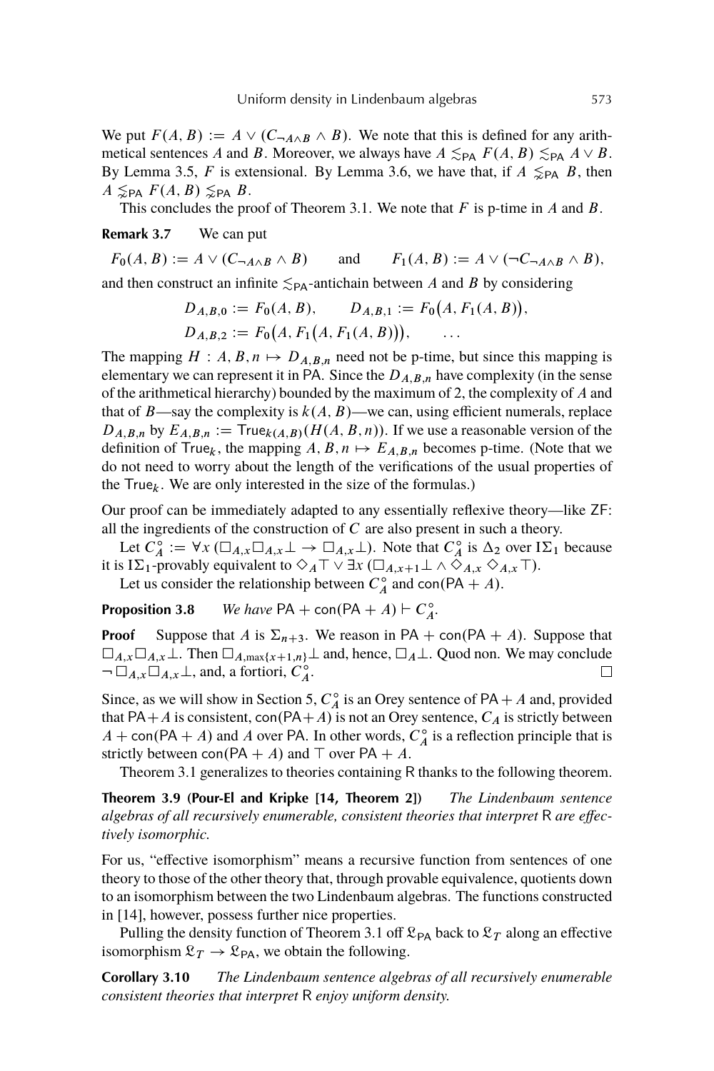We put $F(A, B) := A \vee (C_{\neg A \wedge B} \wedge B)$. We note that this is defined for any arithmetical sentences $A$ and $B$. Moreover, we always have $A \lesssim_{\mathsf{PA}} F(A, B) \lesssim_{\mathsf{PA}} A \vee B$. By Lemma 3.5, $F$ is extensional. By Lemma 3.6, we have that, if $A \lnsim_{\mathsf{PA}} B$, then $A \lnsim_{\mathsf{PA}} F(A, B) \lnsim_{\mathsf{PA}} B$.

This concludes the proof of Theorem 3.1. We note that $F$ is p-time in $A$ and $B$.

**Remark 3.7** We can put

$$F_0(A, B) := A \vee (C_{\neg A \wedge B} \wedge B) \qquad \text{and} \qquad F_1(A, B) := A \vee (\neg C_{\neg A \wedge B} \wedge B),$$

and then construct an infinite $\lesssim_{\mathsf{PA}}$-antichain between $A$ and $B$ by considering

$$D_{A,B,0} := F_0(A, B), \qquad D_{A,B,1} := F_0\big(A, F_1(A, B)\big),$$
$$D_{A,B,2} := F_0\big(A, F_1\big(A, F_1(A, B)\big)\big), \qquad \ldots$$

The mapping $H : A, B, n \mapsto D_{A,B,n}$ need not be p-time, but since this mapping is elementary we can represent it in PA. Since the $D_{A,B,n}$ have complexity (in the sense of the arithmetical hierarchy) bounded by the maximum of 2, the complexity of $A$ and that of $B$—say the complexity is $k(A, B)$—we can, using efficient numerals, replace $D_{A,B,n}$ by $E_{A,B,n} := \mathsf{True}_{k(A,B)}(H(A, B, n))$. If we use a reasonable version of the definition of $\mathsf{True}_k$, the mapping $A, B, n \mapsto E_{A,B,n}$ becomes p-time. (Note that we do not need to worry about the length of the verifications of the usual properties of the $\mathsf{True}_k$. We are only interested in the size of the formulas.)

Our proof can be immediately adapted to any essentially reflexive theory—like ZF: all the ingredients of the construction of $C$ are also present in such a theory.

Let $C_A^\circ := \forall x\, (\Box_{A,x}\Box_{A,x}\bot \to \Box_{A,x}\bot)$. Note that $C_A^\circ$ is $\Delta_2$ over $\mathrm{I}\Sigma_1$ because it is $\mathrm{I}\Sigma_1$-provably equivalent to $\Diamond_A\top \vee \exists x\, (\Box_{A,x+1}\bot \wedge \Diamond_{A,x}\Diamond_{A,x}\top)$.

Let us consider the relationship between $C_A^\circ$ and $\mathsf{con}(\mathsf{PA} + A)$.

**Proposition 3.8** *We have* $\mathsf{PA} + \mathsf{con}(\mathsf{PA} + A) \vdash C_A^\circ$.

**Proof** Suppose that $A$ is $\Sigma_{n+3}$. We reason in $\mathsf{PA} + \mathsf{con}(\mathsf{PA} + A)$. Suppose that $\Box_{A,x}\Box_{A,x}\bot$. Then $\Box_{A,\max\{x+1,n\}}\bot$ and, hence, $\Box_A\bot$. Quod non. We may conclude $\neg\Box_{A,x}\Box_{A,x}\bot$, and, a fortiori, $C_A^\circ$. $\square$

Since, as we will show in Section 5, $C_A^\circ$ is an Orey sentence of $\mathsf{PA} + A$ and, provided that $\mathsf{PA} + A$ is consistent, $\mathsf{con}(\mathsf{PA} + A)$ is not an Orey sentence, $C_A$ is strictly between $A + \mathsf{con}(\mathsf{PA} + A)$ and $A$ over PA. In other words, $C_A^\circ$ is a reflection principle that is strictly between $\mathsf{con}(\mathsf{PA} + A)$ and $\top$ over $\mathsf{PA} + A$.

Theorem 3.1 generalizes to theories containing R thanks to the following theorem.

**Theorem 3.9 (Pour-El and Kripke [14, Theorem 2])** *The Lindenbaum sentence algebras of all recursively enumerable, consistent theories that interpret* R *are effectively isomorphic.*

For us, "effective isomorphism" means a recursive function from sentences of one theory to those of the other theory that, through provable equivalence, quotients down to an isomorphism between the two Lindenbaum algebras. The functions constructed in [14], however, possess further nice properties.

Pulling the density function of Theorem 3.1 off $\mathfrak{L}_{\mathsf{PA}}$ back to $\mathfrak{L}_T$ along an effective isomorphism $\mathfrak{L}_T \to \mathfrak{L}_{\mathsf{PA}}$, we obtain the following.

**Corollary 3.10** *The Lindenbaum sentence algebras of all recursively enumerable consistent theories that interpret* R *enjoy uniform density.*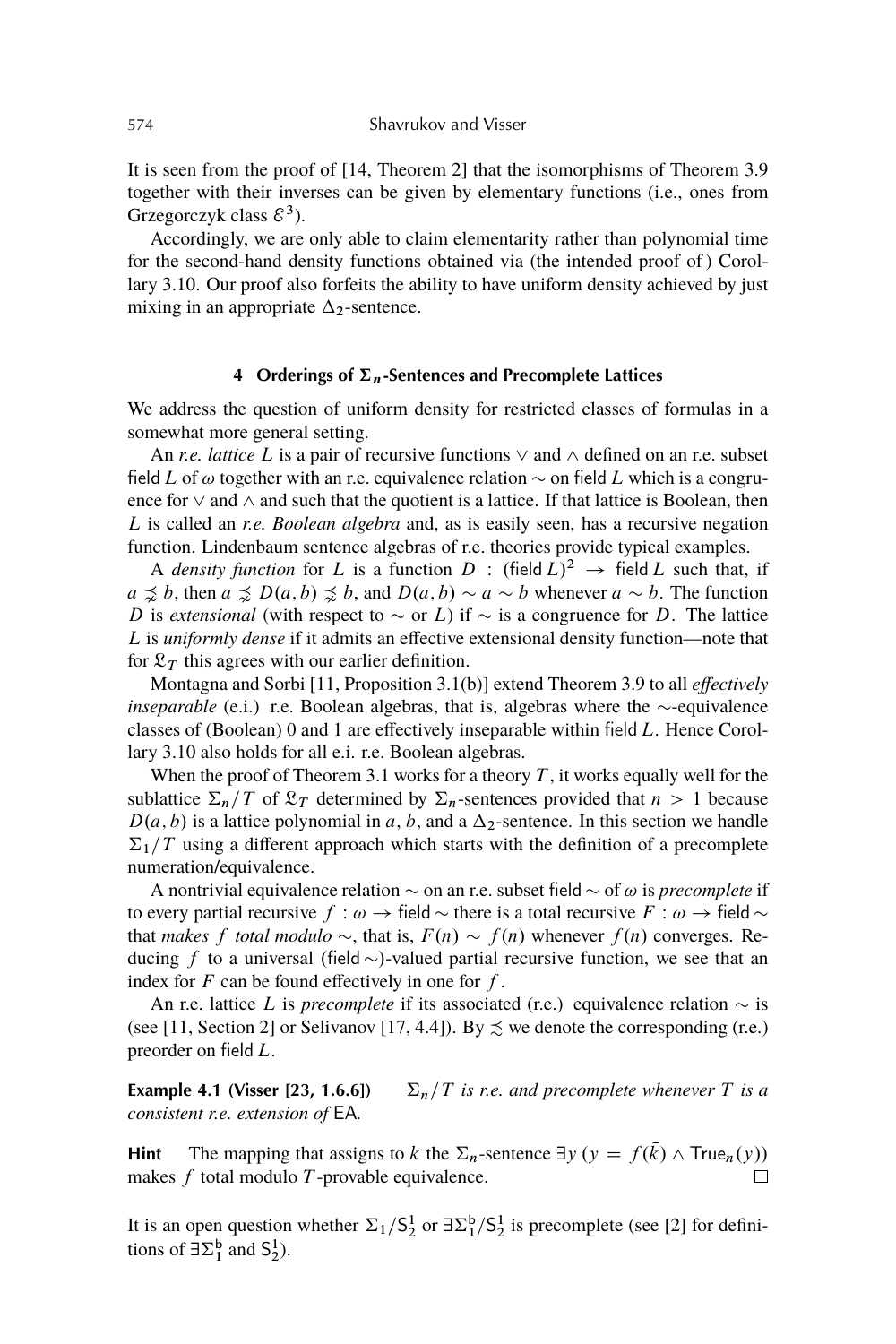It is seen from the proof of [14, Theorem 2] that the isomorphisms of Theorem 3.9 together with their inverses can be given by elementary functions (i.e., ones from Grzegorczyk class $\mathcal{E}^3$).

Accordingly, we are only able to claim elementarity rather than polynomial time for the second-hand density functions obtained via (the intended proof of) Corollary 3.10. Our proof also forfeits the ability to have uniform density achieved by just mixing in an appropriate $\Delta_2$-sentence.

## 4 Orderings of $\Sigma_n$-Sentences and Precomplete Lattices

We address the question of uniform density for restricted classes of formulas in a somewhat more general setting.

An *r.e. lattice* $L$ is a pair of recursive functions $\vee$ and $\wedge$ defined on an r.e. subset $\mathsf{field}\, L$ of $\omega$ together with an r.e. equivalence relation $\sim$ on $\mathsf{field}\, L$ which is a congruence for $\vee$ and $\wedge$ and such that the quotient is a lattice. If that lattice is Boolean, then $L$ is called an *r.e. Boolean algebra* and, as is easily seen, has a recursive negation function. Lindenbaum sentence algebras of r.e. theories provide typical examples.

A *density function* for $L$ is a function $D : (\mathsf{field}\, L)^2 \to \mathsf{field}\, L$ such that, if $a \precnsim b$, then $a \precnsim D(a, b) \precnsim b$, and $D(a, b) \sim a \sim b$ whenever $a \sim b$. The function $D$ is *extensional* (with respect to $\sim$ or $L$) if $\sim$ is a congruence for $D$. The lattice $L$ is *uniformly dense* if it admits an effective extensional density function—note that for $\mathfrak{L}_T$ this agrees with our earlier definition.

Montagna and Sorbi [11, Proposition 3.1(b)] extend Theorem 3.9 to all *effectively inseparable* (e.i.) r.e. Boolean algebras, that is, algebras where the $\sim$-equivalence classes of (Boolean) 0 and 1 are effectively inseparable within $\mathsf{field}\, L$. Hence Corollary 3.10 also holds for all e.i. r.e. Boolean algebras.

When the proof of Theorem 3.1 works for a theory $T$, it works equally well for the sublattice $\Sigma_n/T$ of $\mathfrak{L}_T$ determined by $\Sigma_n$-sentences provided that $n > 1$ because $D(a, b)$ is a lattice polynomial in $a$, $b$, and a $\Delta_2$-sentence. In this section we handle $\Sigma_1/T$ using a different approach which starts with the definition of a precomplete numeration/equivalence.

A nontrivial equivalence relation $\sim$ on an r.e. subset $\mathsf{field} \sim$ of $\omega$ is *precomplete* if to every partial recursive $f : \omega \to \mathsf{field} \sim$ there is a total recursive $F : \omega \to \mathsf{field} \sim$ that *makes $f$ total modulo* $\sim$, that is, $F(n) \sim f(n)$ whenever $f(n)$ converges. Reducing $f$ to a universal ($\mathsf{field} \sim$)-valued partial recursive function, we see that an index for $F$ can be found effectively in one for $f$.

An r.e. lattice $L$ is *precomplete* if its associated (r.e.) equivalence relation $\sim$ is (see [11, Section 2] or Selivanov [17, 4.4]). By $\precsim$ we denote the corresponding (r.e.) preorder on $\mathsf{field}\, L$.

**Example 4.1 (Visser [23, 1.6.6])** *$\Sigma_n/T$ is r.e. and precomplete whenever $T$ is a consistent r.e. extension of* $\mathsf{EA}$.

**Hint** The mapping that assigns to $k$ the $\Sigma_n$-sentence $\exists y\, (y = f(\bar{k}) \wedge \mathsf{True}_n(y))$ makes $f$ total modulo $T$-provable equivalence. $\square$

It is an open question whether $\Sigma_1/\mathsf{S}^1_2$ or $\exists\Sigma^{\mathsf{b}}_1/\mathsf{S}^1_2$ is precomplete (see [2] for definitions of $\exists\Sigma^{\mathsf{b}}_1$ and $\mathsf{S}^1_2$).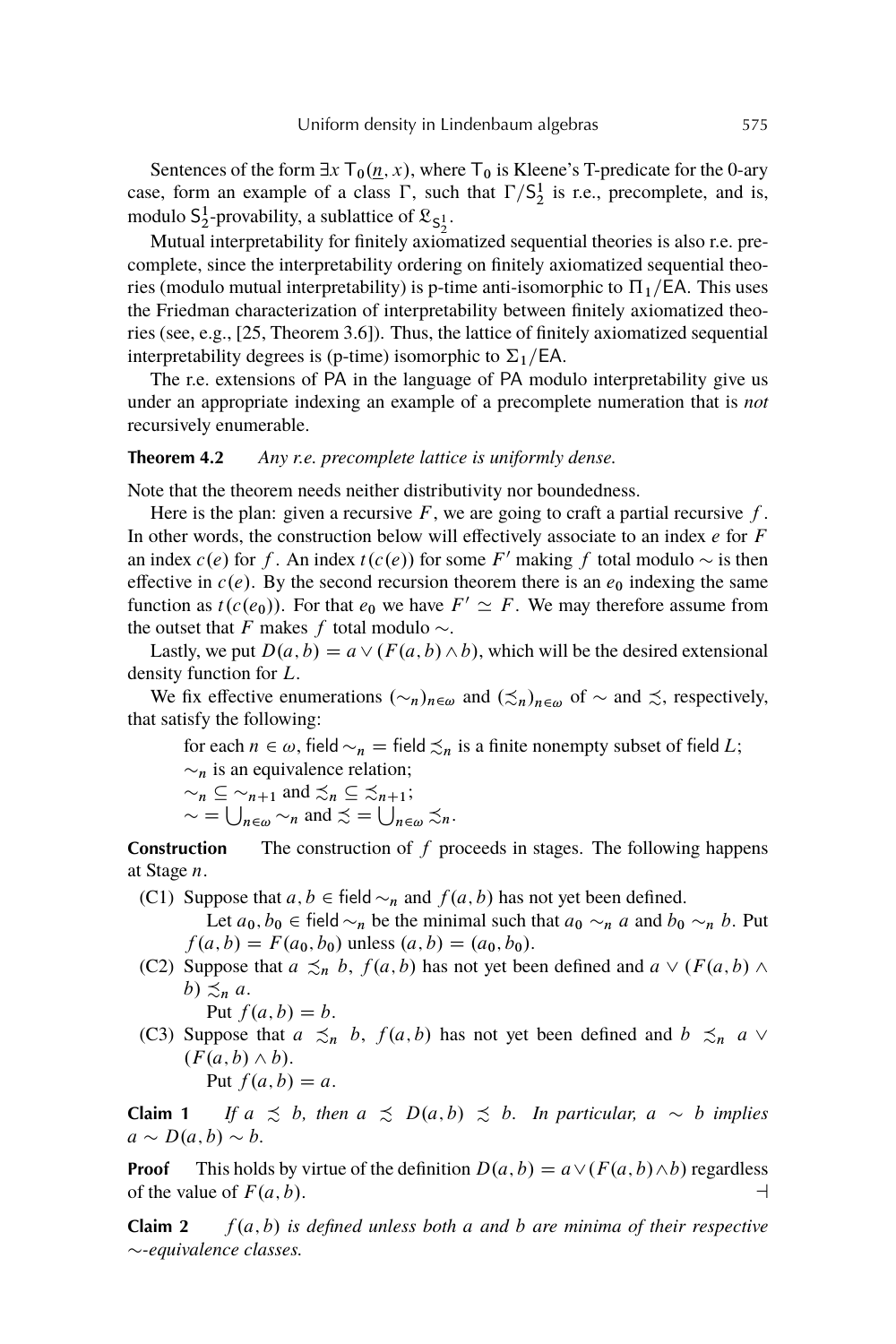Sentences of the form $\exists x\, \mathsf{T}_0(\underline{n}, x)$, where $\mathsf{T}_0$ is Kleene's T-predicate for the 0-ary case, form an example of a class $\Gamma$, such that $\Gamma/\mathsf{S}^1_2$ is r.e., precomplete, and is, modulo $\mathsf{S}^1_2$-provability, a sublattice of $\mathfrak{L}_{\mathsf{S}^1_2}$.

Mutual interpretability for finitely axiomatized sequential theories is also r.e. precomplete, since the interpretability ordering on finitely axiomatized sequential theories (modulo mutual interpretability) is p-time anti-isomorphic to $\Pi_1/\mathsf{EA}$. This uses the Friedman characterization of interpretability between finitely axiomatized theories (see, e.g., [25, Theorem 3.6]). Thus, the lattice of finitely axiomatized sequential interpretability degrees is (p-time) isomorphic to $\Sigma_1/\mathsf{EA}$.

The r.e. extensions of $\mathsf{PA}$ in the language of $\mathsf{PA}$ modulo interpretability give us under an appropriate indexing an example of a precomplete numeration that is *not* recursively enumerable.

**Theorem 4.2** *Any r.e. precomplete lattice is uniformly dense.*

Note that the theorem needs neither distributivity nor boundedness.

Here is the plan: given a recursive $F$, we are going to craft a partial recursive $f$. In other words, the construction below will effectively associate to an index $e$ for $F$ an index $c(e)$ for $f$. An index $t(c(e))$ for some $F'$ making $f$ total modulo $\sim$ is then effective in $c(e)$. By the second recursion theorem there is an $e_0$ indexing the same function as $t(c(e_0))$. For that $e_0$ we have $F' \simeq F$. We may therefore assume from the outset that $F$ makes $f$ total modulo $\sim$.

Lastly, we put $D(a, b) = a \vee (F(a, b) \wedge b)$, which will be the desired extensional density function for $L$.

We fix effective enumerations $(\sim_n)_{n\in\omega}$ and $(\precsim_n)_{n\in\omega}$ of $\sim$ and $\precsim$, respectively, that satisfy the following:

- for each $n \in \omega$, $\mathsf{field} \sim_n = \mathsf{field} \precsim_n$ is a finite nonempty subset of $\mathsf{field}\, L$;
- $\sim_n$ is an equivalence relation;
- $\sim_n \subseteq \sim_{n+1}$ and $\precsim_n \subseteq \precsim_{n+1}$;
- $\sim = \bigcup_{n\in\omega} \sim_n$ and $\precsim = \bigcup_{n\in\omega} \precsim_n$.

**Construction** The construction of $f$ proceeds in stages. The following happens at Stage $n$.

(C1) Suppose that $a, b \in \mathsf{field} \sim_n$ and $f(a, b)$ has not yet been defined.
Let $a_0, b_0 \in \mathsf{field} \sim_n$ be the minimal such that $a_0 \sim_n a$ and $b_0 \sim_n b$. Put $f(a, b) = F(a_0, b_0)$ unless $(a, b) = (a_0, b_0)$.

(C2) Suppose that $a \precsim_n b$, $f(a, b)$ has not yet been defined and $a \vee (F(a, b) \wedge b) \precsim_n a$.
Put $f(a, b) = b$.

(C3) Suppose that $a \precsim_n b$, $f(a, b)$ has not yet been defined and $b \precsim_n a \vee (F(a, b) \wedge b)$.
Put $f(a, b) = a$.

**Claim 1** *If $a \precsim b$, then $a \precsim D(a, b) \precsim b$. In particular, $a \sim b$ implies $a \sim D(a, b) \sim b$.*

**Proof** This holds by virtue of the definition $D(a, b) = a \vee (F(a, b) \wedge b)$ regardless of the value of $F(a, b)$. ⊣

**Claim 2** *$f(a, b)$ is defined unless both $a$ and $b$ are minima of their respective $\sim$-equivalence classes.*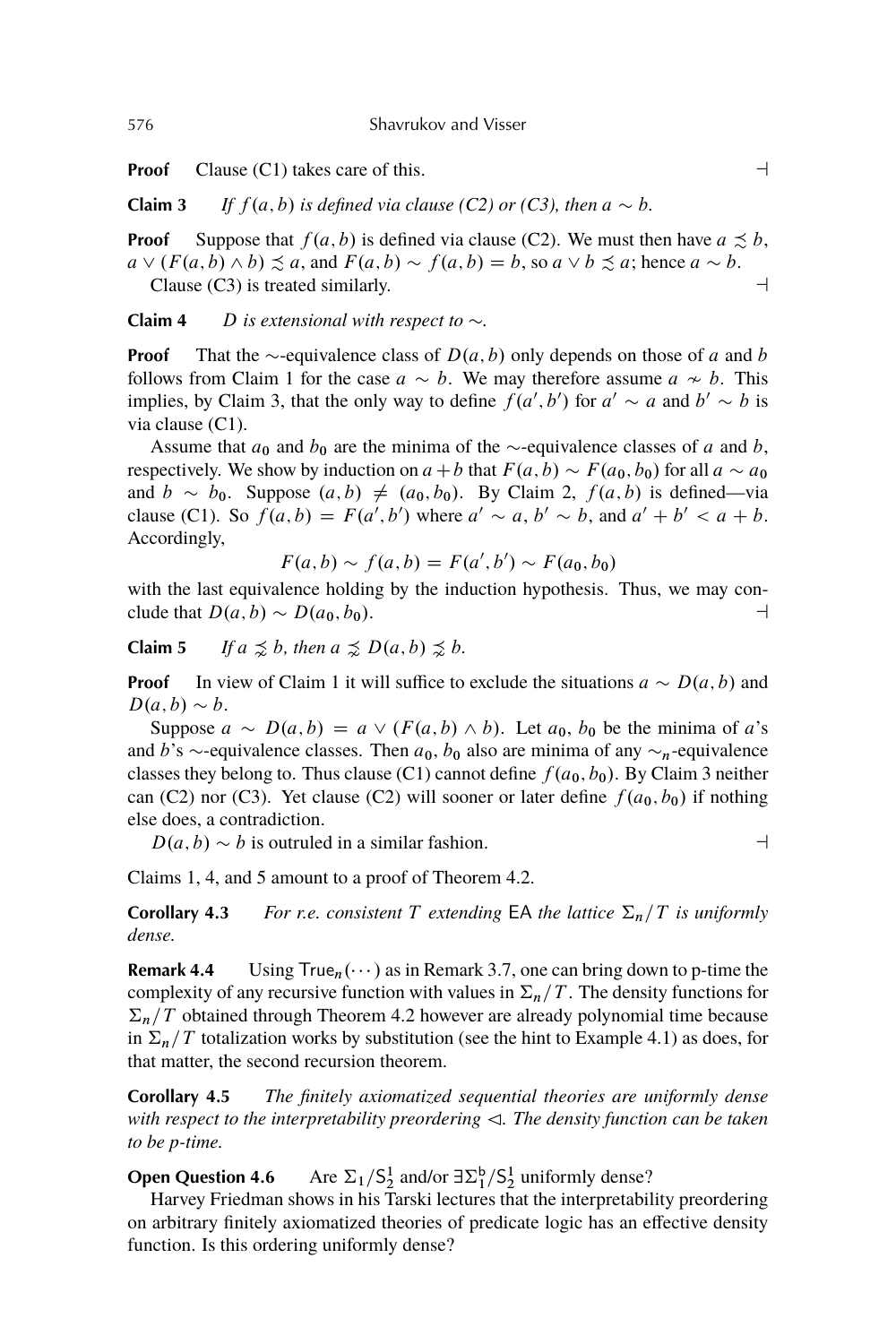**Proof** Clause (C1) takes care of this. ⊣

**Claim 3** *If $f(a,b)$ is defined via clause (C2) or (C3), then $a \sim b$.*

**Proof** Suppose that $f(a,b)$ is defined via clause (C2). We must then have $a \precsim b$, $a \vee (F(a,b) \wedge b) \precsim a$, and $F(a,b) \sim f(a,b) = b$, so $a \vee b \precsim a$; hence $a \sim b$.
Clause (C3) is treated similarly. ⊣

**Claim 4** *$D$ is extensional with respect to $\sim$.*

**Proof** That the $\sim$-equivalence class of $D(a,b)$ only depends on those of $a$ and $b$ follows from Claim 1 for the case $a \sim b$. We may therefore assume $a \nsim b$. This implies, by Claim 3, that the only way to define $f(a', b')$ for $a' \sim a$ and $b' \sim b$ is via clause (C1).

Assume that $a_0$ and $b_0$ are the minima of the $\sim$-equivalence classes of $a$ and $b$, respectively. We show by induction on $a+b$ that $F(a,b) \sim F(a_0, b_0)$ for all $a \sim a_0$ and $b \sim b_0$. Suppose $(a,b) \neq (a_0, b_0)$. By Claim 2, $f(a,b)$ is defined—via clause (C1). So $f(a,b) = F(a', b')$ where $a' \sim a$, $b' \sim b$, and $a' + b' < a + b$. Accordingly,

$$F(a,b) \sim f(a,b) = F(a', b') \sim F(a_0, b_0)$$

with the last equivalence holding by the induction hypothesis. Thus, we may conclude that $D(a,b) \sim D(a_0, b_0)$. ⊣

**Claim 5** *If $a \precnsim b$, then $a \precnsim D(a,b) \precnsim b$.*

**Proof** In view of Claim 1 it will suffice to exclude the situations $a \sim D(a,b)$ and $D(a,b) \sim b$.

Suppose $a \sim D(a,b) = a \vee (F(a,b) \wedge b)$. Let $a_0$, $b_0$ be the minima of $a$'s and $b$'s $\sim$-equivalence classes. Then $a_0$, $b_0$ also are minima of any $\sim_n$-equivalence classes they belong to. Thus clause (C1) cannot define $f(a_0, b_0)$. By Claim 3 neither can (C2) nor (C3). Yet clause (C2) will sooner or later define $f(a_0, b_0)$ if nothing else does, a contradiction.

$D(a,b) \sim b$ is outruled in a similar fashion. ⊣

Claims 1, 4, and 5 amount to a proof of Theorem 4.2.

**Corollary 4.3** *For r.e. consistent $T$ extending* EA *the lattice $\Sigma_n/T$ is uniformly dense.*

**Remark 4.4** Using $\mathsf{True}_n(\cdots)$ as in Remark 3.7, one can bring down to p-time the complexity of any recursive function with values in $\Sigma_n/T$. The density functions for $\Sigma_n/T$ obtained through Theorem 4.2 however are already polynomial time because in $\Sigma_n/T$ totalization works by substitution (see the hint to Example 4.1) as does, for that matter, the second recursion theorem.

**Corollary 4.5** *The finitely axiomatized sequential theories are uniformly dense with respect to the interpretability preordering $\lhd$. The density function can be taken to be p-time.*

**Open Question 4.6** Are $\Sigma_1/\mathsf{S}^1_2$ and/or $\exists\Sigma^{\mathsf{b}}_1/\mathsf{S}^1_2$ uniformly dense?

Harvey Friedman shows in his Tarski lectures that the interpretability preordering on arbitrary finitely axiomatized theories of predicate logic has an effective density function. Is this ordering uniformly dense?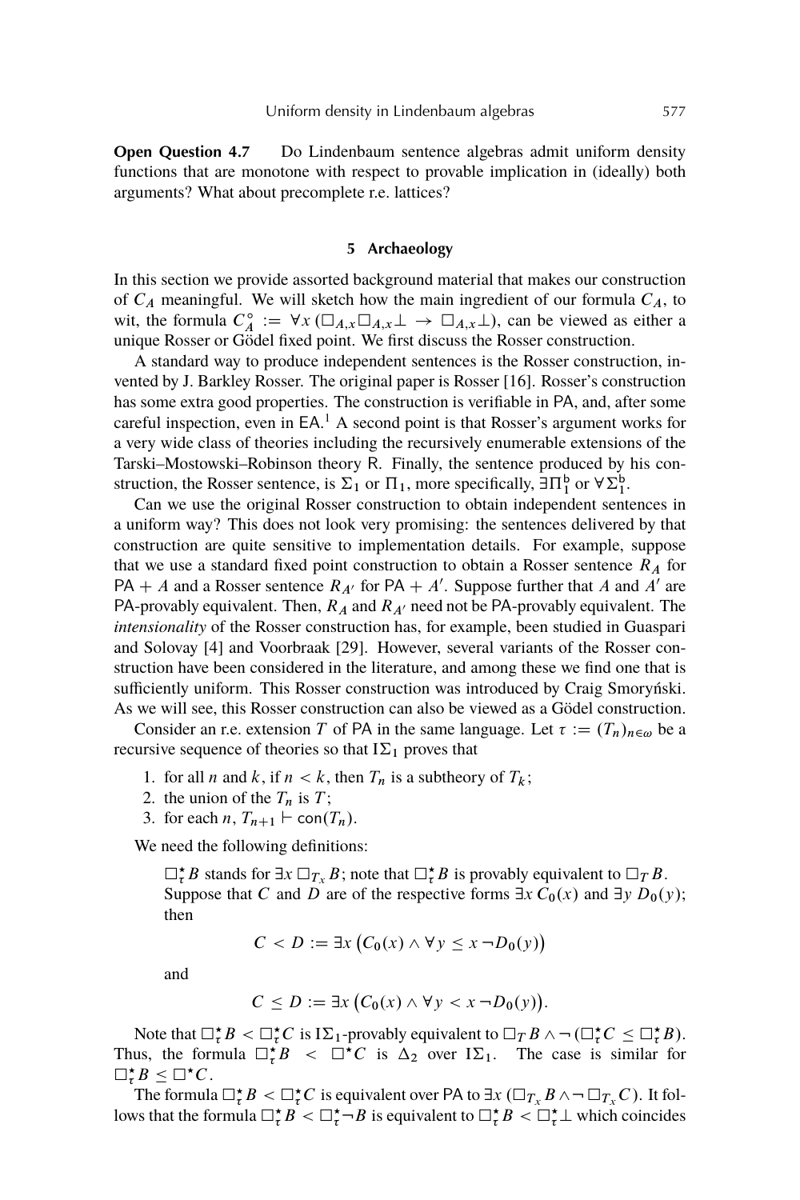**Open Question 4.7** Do Lindenbaum sentence algebras admit uniform density functions that are monotone with respect to provable implication in (ideally) both arguments? What about precomplete r.e. lattices?

## 5 Archaeology

In this section we provide assorted background material that makes our construction of $C_A$ meaningful. We will sketch how the main ingredient of our formula $C_A$, to wit, the formula $C_A^\circ := \forall x\,(\Box_{A,x}\Box_{A,x}\bot \to \Box_{A,x}\bot)$, can be viewed as either a unique Rosser or Gödel fixed point. We first discuss the Rosser construction.

A standard way to produce independent sentences is the Rosser construction, invented by J. Barkley Rosser. The original paper is Rosser [16]. Rosser's construction has some extra good properties. The construction is verifiable in PA, and, after some careful inspection, even in EA.[1] A second point is that Rosser's argument works for a very wide class of theories including the recursively enumerable extensions of the Tarski–Mostowski–Robinson theory R. Finally, the sentence produced by his construction, the Rosser sentence, is $\Sigma_1$ or $\Pi_1$, more specifically, $\exists\Pi_1^{\mathsf{b}}$ or $\forall\Sigma_1^{\mathsf{b}}$.

Can we use the original Rosser construction to obtain independent sentences in a uniform way? This does not look very promising: the sentences delivered by that construction are quite sensitive to implementation details. For example, suppose that we use a standard fixed point construction to obtain a Rosser sentence $R_A$ for $\mathsf{PA} + A$ and a Rosser sentence $R_{A'}$ for $\mathsf{PA} + A'$. Suppose further that $A$ and $A'$ are PA-provably equivalent. Then, $R_A$ and $R_{A'}$ need not be PA-provably equivalent. The *intensionality* of the Rosser construction has, for example, been studied in Guaspari and Solovay [4] and Voorbraak [29]. However, several variants of the Rosser construction have been considered in the literature, and among these we find one that is sufficiently uniform. This Rosser construction was introduced by Craig Smoryński. As we will see, this Rosser construction can also be viewed as a Gödel construction.

Consider an r.e. extension $T$ of PA in the same language. Let $\tau := (T_n)_{n\in\omega}$ be a recursive sequence of theories so that $\mathrm{I}\Sigma_1$ proves that

1. for all $n$ and $k$, if $n < k$, then $T_n$ is a subtheory of $T_k$;
2. the union of the $T_n$ is $T$;
3. for each $n$, $T_{n+1} \vdash \mathsf{con}(T_n)$.

We need the following definitions:

$\Box_\tau^\star B$ stands for $\exists x\,\Box_{T_x} B$; note that $\Box_\tau^\star B$ is provably equivalent to $\Box_T B$. Suppose that $C$ and $D$ are of the respective forms $\exists x\, C_0(x)$ and $\exists y\, D_0(y)$; then

$$C < D := \exists x\,\big(C_0(x) \wedge \forall y \le x\, \neg D_0(y)\big)$$

and

$$C \le D := \exists x\,\big(C_0(x) \wedge \forall y < x\, \neg D_0(y)\big).$$

Note that $\Box_\tau^\star B < \Box_\tau^\star C$ is $\mathrm{I}\Sigma_1$-provably equivalent to $\Box_T B \wedge \neg(\Box_\tau^\star C \le \Box_\tau^\star B)$. Thus, the formula $\Box_\tau^\star B < \Box^\star C$ is $\Delta_2$ over $\mathrm{I}\Sigma_1$. The case is similar for $\Box_\tau^\star B \le \Box^\star C$.

The formula $\Box_\tau^\star B < \Box_\tau^\star C$ is equivalent over PA to $\exists x\,(\Box_{T_x} B \wedge \neg\Box_{T_x} C)$. It follows that the formula $\Box_\tau^\star B < \Box_\tau^\star \neg B$ is equivalent to $\Box_\tau^\star B < \Box_\tau^\star \bot$ which coincides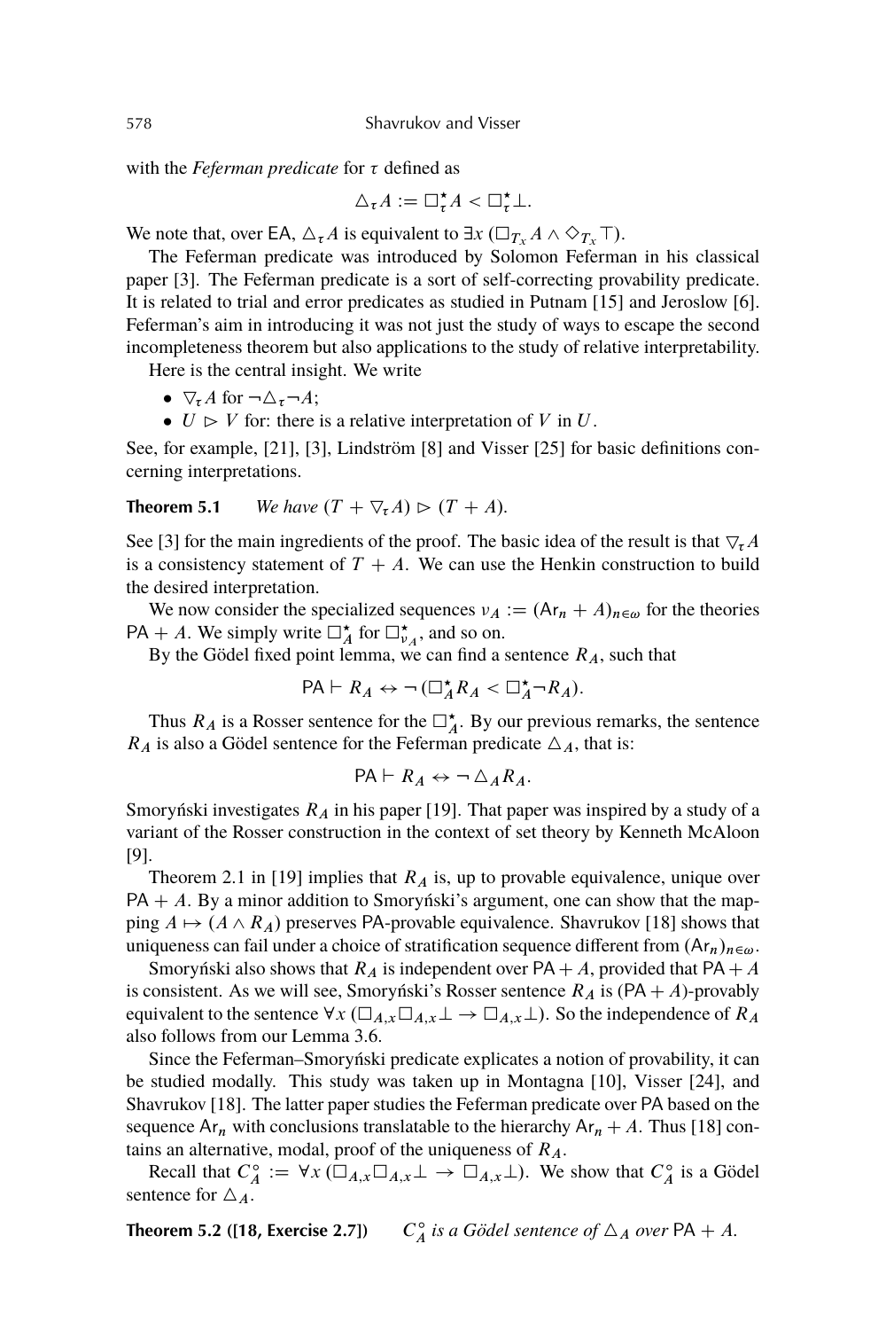with the *Feferman predicate* for $\tau$ defined as

$$\triangle_\tau A := \Box^\star_\tau A < \Box^\star_\tau \bot.$$

We note that, over EA, $\triangle_\tau A$ is equivalent to $\exists x\,(\Box_{T_x} A \wedge \Diamond_{T_x} \top)$.

The Feferman predicate was introduced by Solomon Feferman in his classical paper [3]. The Feferman predicate is a sort of self-correcting provability predicate. It is related to trial and error predicates as studied in Putnam [15] and Jeroslow [6]. Feferman's aim in introducing it was not just the study of ways to escape the second incompleteness theorem but also applications to the study of relative interpretability.

Here is the central insight. We write

- $\triangledown_\tau A$ for $\neg \triangle_\tau \neg A$;
- $U \rhd V$ for: there is a relative interpretation of $V$ in $U$.

See, for example, [21], [3], Lindström [8] and Visser [25] for basic definitions concerning interpretations.

**Theorem 5.1** *We have* $(T + \triangledown_\tau A) \rhd (T + A)$.

See [3] for the main ingredients of the proof. The basic idea of the result is that $\triangledown_\tau A$ is a consistency statement of $T + A$. We can use the Henkin construction to build the desired interpretation.

We now consider the specialized sequences $\nu_A := (\mathsf{Ar}_n + A)_{n \in \omega}$ for the theories $\mathsf{PA} + A$. We simply write $\Box^\star_A$ for $\Box^\star_{\nu_A}$, and so on.

By the Gödel fixed point lemma, we can find a sentence $R_A$, such that

$$\mathsf{PA} \vdash R_A \leftrightarrow \neg\,(\Box^\star_A R_A < \Box^\star_A \neg R_A).$$

Thus $R_A$ is a Rosser sentence for the $\Box^\star_A$. By our previous remarks, the sentence $R_A$ is also a Gödel sentence for the Feferman predicate $\triangle_A$, that is:

$$\mathsf{PA} \vdash R_A \leftrightarrow \neg \triangle_A R_A.$$

Smoryński investigates $R_A$ in his paper [19]. That paper was inspired by a study of a variant of the Rosser construction in the context of set theory by Kenneth McAloon [9].

Theorem 2.1 in [19] implies that $R_A$ is, up to provable equivalence, unique over $\mathsf{PA} + A$. By a minor addition to Smoryński's argument, one can show that the mapping $A \mapsto (A \wedge R_A)$ preserves PA-provable equivalence. Shavrukov [18] shows that uniqueness can fail under a choice of stratification sequence different from $(\mathsf{Ar}_n)_{n \in \omega}$.

Smoryński also shows that $R_A$ is independent over $\mathsf{PA} + A$, provided that $\mathsf{PA} + A$ is consistent. As we will see, Smoryński's Rosser sentence $R_A$ is $(\mathsf{PA} + A)$-provably equivalent to the sentence $\forall x\,(\Box_{A,x}\Box_{A,x}\bot \to \Box_{A,x}\bot)$. So the independence of $R_A$ also follows from our Lemma 3.6.

Since the Feferman–Smoryński predicate explicates a notion of provability, it can be studied modally. This study was taken up in Montagna [10], Visser [24], and Shavrukov [18]. The latter paper studies the Feferman predicate over PA based on the sequence $\mathsf{Ar}_n$ with conclusions translatable to the hierarchy $\mathsf{Ar}_n + A$. Thus [18] contains an alternative, modal, proof of the uniqueness of $R_A$.

Recall that $C^\circ_A := \forall x\,(\Box_{A,x}\Box_{A,x}\bot \to \Box_{A,x}\bot)$. We show that $C^\circ_A$ is a Gödel sentence for $\triangle_A$.

**Theorem 5.2 ([18, Exercise 2.7])** *$C^\circ_A$ is a Gödel sentence of $\triangle_A$ over* $\mathsf{PA} + A$.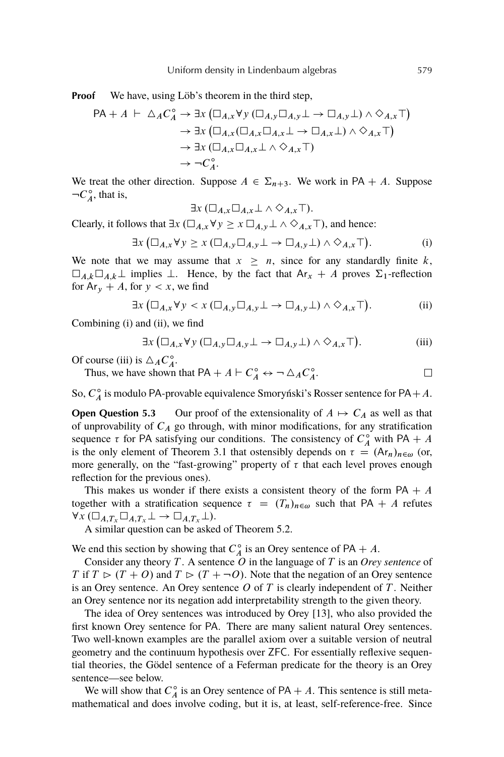**Proof** We have, using Löb's theorem in the third step,

$$
\begin{aligned}
\mathsf{PA} + A \vdash \; \triangle_A C_A^\circ &\to \exists x\, \big(\Box_{A,x} \forall y\, (\Box_{A,y}\Box_{A,y}\bot \to \Box_{A,y}\bot) \wedge \Diamond_{A,x}\top\big) \\
&\to \exists x\, \big(\Box_{A,x}(\Box_{A,x}\Box_{A,x}\bot \to \Box_{A,x}\bot) \wedge \Diamond_{A,x}\top\big) \\
&\to \exists x\, (\Box_{A,x}\Box_{A,x}\bot \wedge \Diamond_{A,x}\top) \\
&\to \neg C_A^\circ.
\end{aligned}
$$

We treat the other direction. Suppose $A \in \Sigma_{n+3}$. We work in $\mathsf{PA} + A$. Suppose $\neg C_A^\circ$, that is,

$$\exists x\, (\Box_{A,x}\Box_{A,x}\bot \wedge \Diamond_{A,x}\top).$$

Clearly, it follows that $\exists x\, (\Box_{A,x} \forall y \geq x\, \Box_{A,y}\bot \wedge \Diamond_{A,x}\top)$, and hence:

$$\exists x\, \big(\Box_{A,x} \forall y \geq x\, (\Box_{A,y}\Box_{A,y}\bot \to \Box_{A,y}\bot) \wedge \Diamond_{A,x}\top\big). \tag{i}$$

We note that we may assume that $x \geq n$, since for any standardly finite $k$, $\Box_{A,k}\Box_{A,k}\bot$ implies $\bot$. Hence, by the fact that $\mathsf{Ar}_x + A$ proves $\Sigma_1$-reflection for $\mathsf{Ar}_y + A$, for $y < x$, we find

$$\exists x\, \big(\Box_{A,x} \forall y < x\, (\Box_{A,y}\Box_{A,y}\bot \to \Box_{A,y}\bot) \wedge \Diamond_{A,x}\top\big). \tag{ii}$$

Combining (i) and (ii), we find

$$\exists x\, \big(\Box_{A,x} \forall y\, (\Box_{A,y}\Box_{A,y}\bot \to \Box_{A,y}\bot) \wedge \Diamond_{A,x}\top\big). \tag{iii}$$

Of course (iii) is $\triangle_A C_A^\circ$.

Thus, we have shown that $\mathsf{PA} + A \vdash C_A^\circ \leftrightarrow \neg \triangle_A C_A^\circ$. $\square$

So, $C_A^\circ$ is modulo PA-provable equivalence Smoryński's Rosser sentence for $\mathsf{PA}+A$.

**Open Question 5.3** Our proof of the extensionality of $A \mapsto C_A$ as well as that of unprovability of $C_A$ go through, with minor modifications, for any stratification sequence $\tau$ for PA satisfying our conditions. The consistency of $C_A^\circ$ with $\mathsf{PA} + A$ is the only element of Theorem 3.1 that ostensibly depends on $\tau = (\mathsf{Ar}_n)_{n\in\omega}$ (or, more generally, on the "fast-growing" property of $\tau$ that each level proves enough reflection for the previous ones).

This makes us wonder if there exists a consistent theory of the form $\mathsf{PA} + A$ together with a stratification sequence $\tau = (T_n)_{n\in\omega}$ such that $\mathsf{PA} + A$ refutes $\forall x\, (\Box_{A,T_x}\Box_{A,T_x}\bot \to \Box_{A,T_x}\bot)$.

A similar question can be asked of Theorem 5.2.

We end this section by showing that $C_A^\circ$ is an Orey sentence of $\mathsf{PA} + A$.

Consider any theory $T$. A sentence $O$ in the language of $T$ is an *Orey sentence* of $T$ if $T \rhd (T + O)$ and $T \rhd (T + \neg O)$. Note that the negation of an Orey sentence is an Orey sentence. An Orey sentence $O$ of $T$ is clearly independent of $T$. Neither an Orey sentence nor its negation add interpretability strength to the given theory.

The idea of Orey sentences was introduced by Orey [13], who also provided the first known Orey sentence for PA. There are many salient natural Orey sentences. Two well-known examples are the parallel axiom over a suitable version of neutral geometry and the continuum hypothesis over ZFC. For essentially reflexive sequential theories, the Gödel sentence of a Feferman predicate for the theory is an Orey sentence—see below.

We will show that $C_A^\circ$ is an Orey sentence of $\mathsf{PA} + A$. This sentence is still metamathematical and does involve coding, but it is, at least, self-reference-free. Since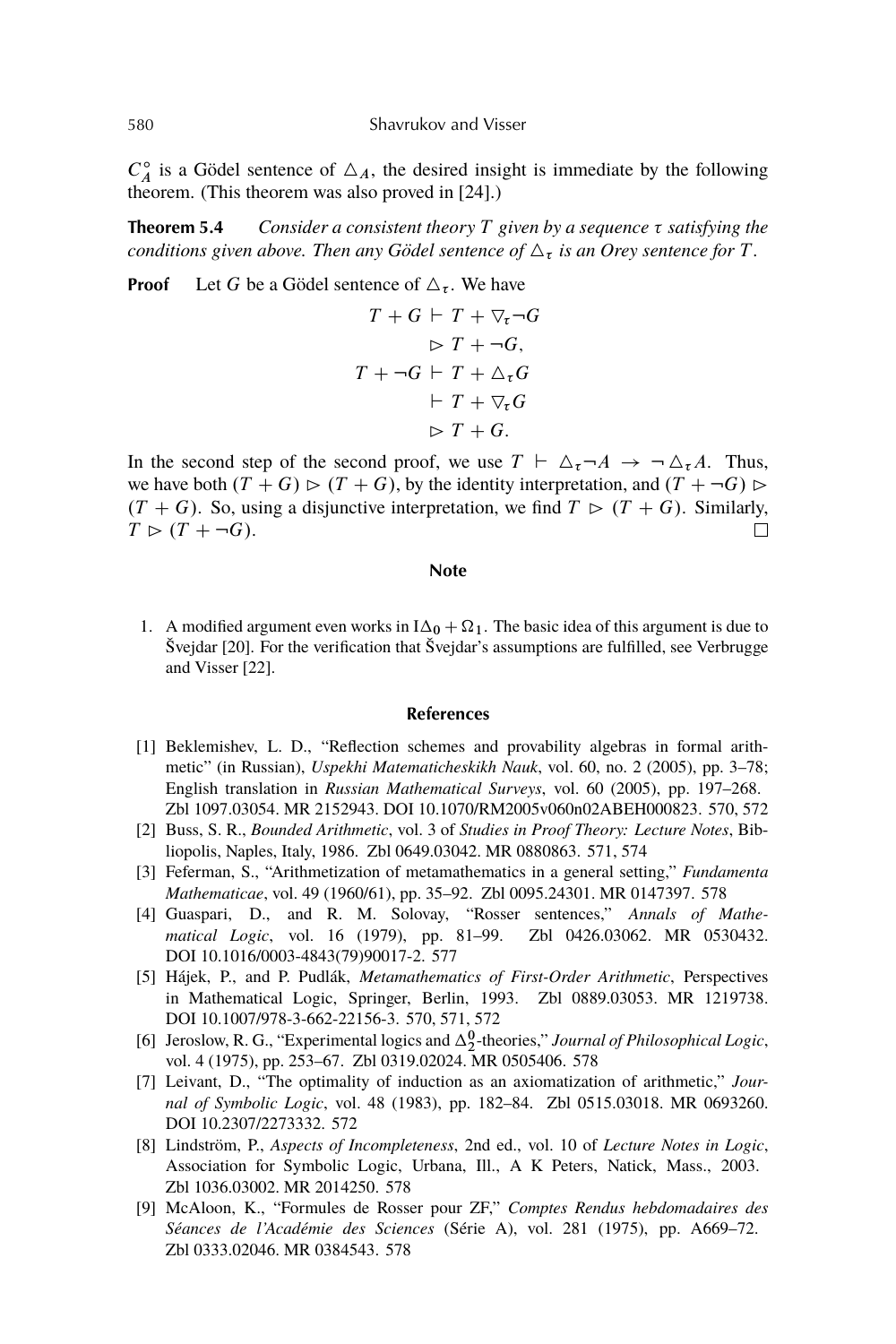$C^{\circ}_A$ is a Gödel sentence of $\triangle_A$, the desired insight is immediate by the following theorem. (This theorem was also proved in [24].)

**Theorem 5.4** *Consider a consistent theory $T$ given by a sequence $\tau$ satisfying the conditions given above. Then any Gödel sentence of $\triangle_\tau$ is an Orey sentence for $T$.*

**Proof** Let $G$ be a Gödel sentence of $\triangle_\tau$. We have

$$\begin{aligned} T + G &\vdash T + \triangledown_\tau \neg G \\ &\rhd T + \neg G, \\ T + \neg G &\vdash T + \triangle_\tau G \\ &\vdash T + \triangledown_\tau G \\ &\rhd T + G. \end{aligned}$$

In the second step of the second proof, we use $T \vdash \triangle_\tau \neg A \to \neg \triangle_\tau A$. Thus, we have both $(T + G) \rhd (T + G)$, by the identity interpretation, and $(T + \neg G) \rhd (T + G)$. So, using a disjunctive interpretation, we find $T \rhd (T + G)$. Similarly, $T \rhd (T + \neg G)$. □

## Note

1. A modified argument even works in $\mathrm{I}\Delta_0 + \Omega_1$. The basic idea of this argument is due to Švejdar [20]. For the verification that Švejdar's assumptions are fulfilled, see Verbrugge and Visser [22].

## References

[1] Beklemishev, L. D., "Reflection schemes and provability algebras in formal arithmetic" (in Russian), *Uspekhi Matematicheskikh Nauk*, vol. 60, no. 2 (2005), pp. 3–78; English translation in *Russian Mathematical Surveys*, vol. 60 (2005), pp. 197–268. Zbl 1097.03054. MR 2152943. DOI 10.1070/RM2005v060n02ABEH000823. 570, 572

[2] Buss, S. R., *Bounded Arithmetic*, vol. 3 of *Studies in Proof Theory: Lecture Notes*, Bibliopolis, Naples, Italy, 1986. Zbl 0649.03042. MR 0880863. 571, 574

[3] Feferman, S., "Arithmetization of metamathematics in a general setting," *Fundamenta Mathematicae*, vol. 49 (1960/61), pp. 35–92. Zbl 0095.24301. MR 0147397. 578

[4] Guaspari, D., and R. M. Solovay, "Rosser sentences," *Annals of Mathematical Logic*, vol. 16 (1979), pp. 81–99. Zbl 0426.03062. MR 0530432. DOI 10.1016/0003-4843(79)90017-2. 577

[5] Hájek, P., and P. Pudlák, *Metamathematics of First-Order Arithmetic*, Perspectives in Mathematical Logic, Springer, Berlin, 1993. Zbl 0889.03053. MR 1219738. DOI 10.1007/978-3-662-22156-3. 570, 571, 572

[6] Jeroslow, R. G., "Experimental logics and $\Delta^0_2$-theories," *Journal of Philosophical Logic*, vol. 4 (1975), pp. 253–67. Zbl 0319.02024. MR 0505406. 578

[7] Leivant, D., "The optimality of induction as an axiomatization of arithmetic," *Journal of Symbolic Logic*, vol. 48 (1983), pp. 182–84. Zbl 0515.03018. MR 0693260. DOI 10.2307/2273332. 572

[8] Lindström, P., *Aspects of Incompleteness*, 2nd ed., vol. 10 of *Lecture Notes in Logic*, Association for Symbolic Logic, Urbana, Ill., A K Peters, Natick, Mass., 2003. Zbl 1036.03002. MR 2014250. 578

[9] McAloon, K., "Formules de Rosser pour ZF," *Comptes Rendus hebdomadaires des Séances de l'Académie des Sciences* (Série A), vol. 281 (1975), pp. A669–72. Zbl 0333.02046. MR 0384543. 578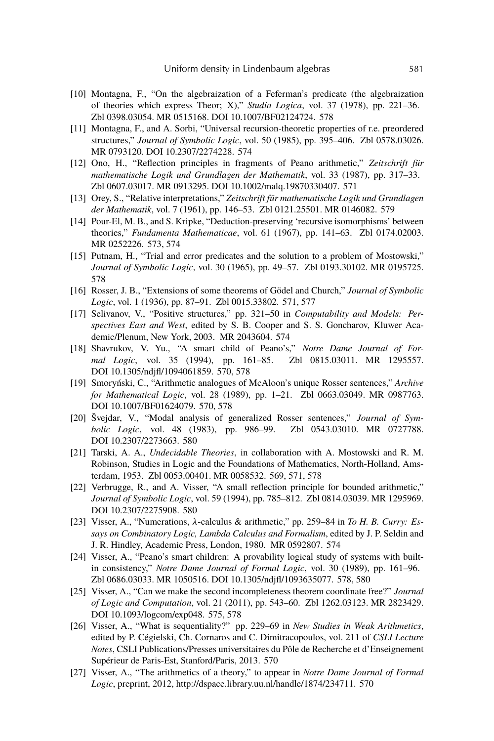[10] Montagna, F., "On the algebraization of a Feferman's predicate (the algebraization of theories which express Theor; X)," *Studia Logica*, vol. 37 (1978), pp. 221–36. Zbl 0398.03054. MR 0515168. DOI 10.1007/BF02124724. 578

[11] Montagna, F., and A. Sorbi, "Universal recursion-theoretic properties of r.e. preordered structures," *Journal of Symbolic Logic*, vol. 50 (1985), pp. 395–406. Zbl 0578.03026. MR 0793120. DOI 10.2307/2274228. 574

[12] Ono, H., "Reflection principles in fragments of Peano arithmetic," *Zeitschrift für mathematische Logik und Grundlagen der Mathematik*, vol. 33 (1987), pp. 317–33. Zbl 0607.03017. MR 0913295. DOI 10.1002/malq.19870330407. 571

[13] Orey, S., "Relative interpretations," *Zeitschrift für mathematische Logik und Grundlagen der Mathematik*, vol. 7 (1961), pp. 146–53. Zbl 0121.25501. MR 0146082. 579

[14] Pour-El, M. B., and S. Kripke, "Deduction-preserving 'recursive isomorphisms' between theories," *Fundamenta Mathematicae*, vol. 61 (1967), pp. 141–63. Zbl 0174.02003. MR 0252226. 573, 574

[15] Putnam, H., "Trial and error predicates and the solution to a problem of Mostowski," *Journal of Symbolic Logic*, vol. 30 (1965), pp. 49–57. Zbl 0193.30102. MR 0195725. 578

[16] Rosser, J. B., "Extensions of some theorems of Gödel and Church," *Journal of Symbolic Logic*, vol. 1 (1936), pp. 87–91. Zbl 0015.33802. 571, 577

[17] Selivanov, V., "Positive structures," pp. 321–50 in *Computability and Models: Perspectives East and West*, edited by S. B. Cooper and S. S. Goncharov, Kluwer Academic/Plenum, New York, 2003. MR 2043604. 574

[18] Shavrukov, V. Yu., "A smart child of Peano's," *Notre Dame Journal of Formal Logic*, vol. 35 (1994), pp. 161–85. Zbl 0815.03011. MR 1295557. DOI 10.1305/ndjfl/1094061859. 570, 578

[19] Smoryński, C., "Arithmetic analogues of McAloon's unique Rosser sentences," *Archive for Mathematical Logic*, vol. 28 (1989), pp. 1–21. Zbl 0663.03049. MR 0987763. DOI 10.1007/BF01624079. 570, 578

[20] Švejdar, V., "Modal analysis of generalized Rosser sentences," *Journal of Symbolic Logic*, vol. 48 (1983), pp. 986–99. Zbl 0543.03010. MR 0727788. DOI 10.2307/2273663. 580

[21] Tarski, A. A., *Undecidable Theories*, in collaboration with A. Mostowski and R. M. Robinson, Studies in Logic and the Foundations of Mathematics, North-Holland, Amsterdam, 1953. Zbl 0053.00401. MR 0058532. 569, 571, 578

[22] Verbrugge, R., and A. Visser, "A small reflection principle for bounded arithmetic," *Journal of Symbolic Logic*, vol. 59 (1994), pp. 785–812. Zbl 0814.03039. MR 1295969. DOI 10.2307/2275908. 580

[23] Visser, A., "Numerations, $\lambda$-calculus & arithmetic," pp. 259–84 in *To H. B. Curry: Essays on Combinatory Logic, Lambda Calculus and Formalism*, edited by J. P. Seldin and J. R. Hindley, Academic Press, London, 1980. MR 0592807. 574

[24] Visser, A., "Peano's smart children: A provability logical study of systems with built-in consistency," *Notre Dame Journal of Formal Logic*, vol. 30 (1989), pp. 161–96. Zbl 0686.03033. MR 1050516. DOI 10.1305/ndjfl/1093635077. 578, 580

[25] Visser, A., "Can we make the second incompleteness theorem coordinate free?" *Journal of Logic and Computation*, vol. 21 (2011), pp. 543–60. Zbl 1262.03123. MR 2823429. DOI 10.1093/logcom/exp048. 575, 578

[26] Visser, A., "What is sequentiality?" pp. 229–69 in *New Studies in Weak Arithmetics*, edited by P. Cégielski, Ch. Cornaros and C. Dimitracopoulos, vol. 211 of *CSLI Lecture Notes*, CSLI Publications/Presses universitaires du Pôle de Recherche et d'Enseignement Supérieur de Paris-Est, Stanford/Paris, 2013. 570

[27] Visser, A., "The arithmetics of a theory," to appear in *Notre Dame Journal of Formal Logic*, preprint, 2012, http://dspace.library.uu.nl/handle/1874/234711. 570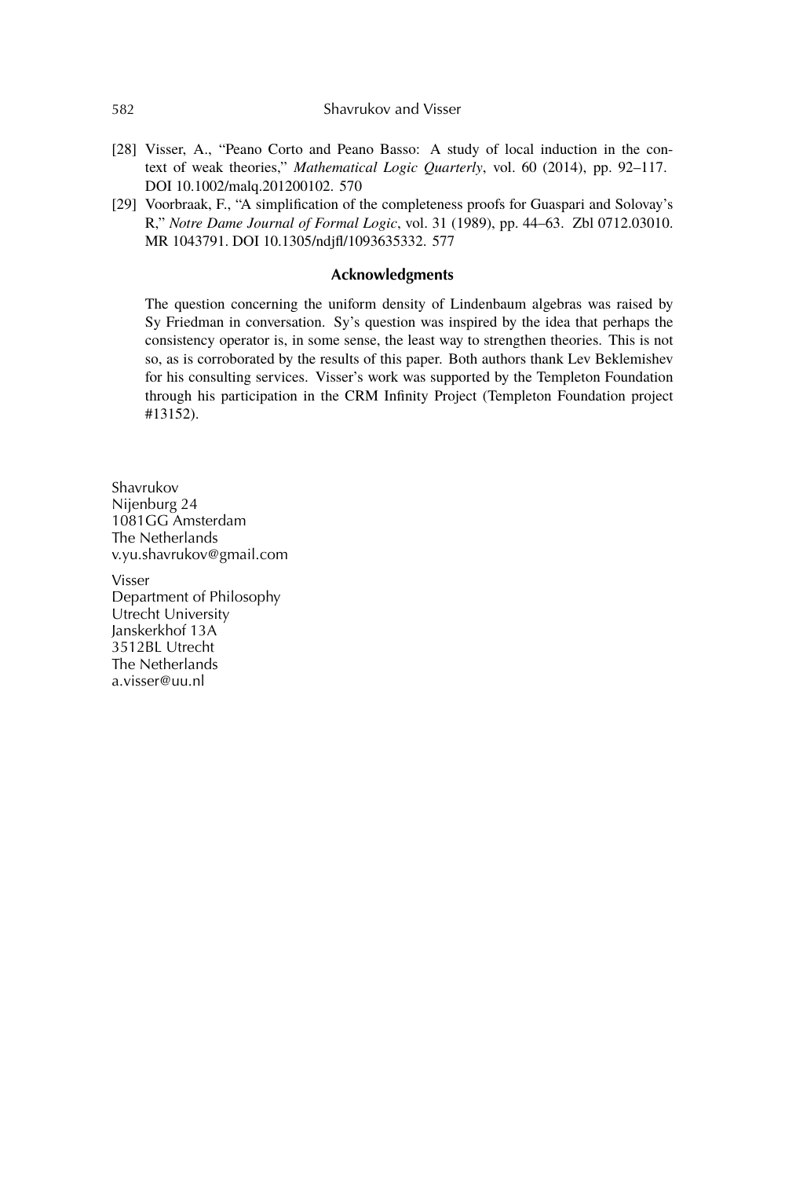[28] Visser, A., "Peano Corto and Peano Basso: A study of local induction in the context of weak theories," *Mathematical Logic Quarterly*, vol. 60 (2014), pp. 92–117. DOI 10.1002/malq.201200102. 570

[29] Voorbraak, F., "A simplification of the completeness proofs for Guaspari and Solovay's R," *Notre Dame Journal of Formal Logic*, vol. 31 (1989), pp. 44–63. Zbl 0712.03010. MR 1043791. DOI 10.1305/ndjfl/1093635332. 577

## Acknowledgments

The question concerning the uniform density of Lindenbaum algebras was raised by Sy Friedman in conversation. Sy's question was inspired by the idea that perhaps the consistency operator is, in some sense, the least way to strengthen theories. This is not so, as is corroborated by the results of this paper. Both authors thank Lev Beklemishev for his consulting services. Visser's work was supported by the Templeton Foundation through his participation in the CRM Infinity Project (Templeton Foundation project #13152).

Shavrukov
Nijenburg 24
1081GG Amsterdam
The Netherlands
v.yu.shavrukov@gmail.com

Visser
Department of Philosophy
Utrecht University
Janskerkhof 13A
3512BL Utrecht
The Netherlands
a.visser@uu.nl